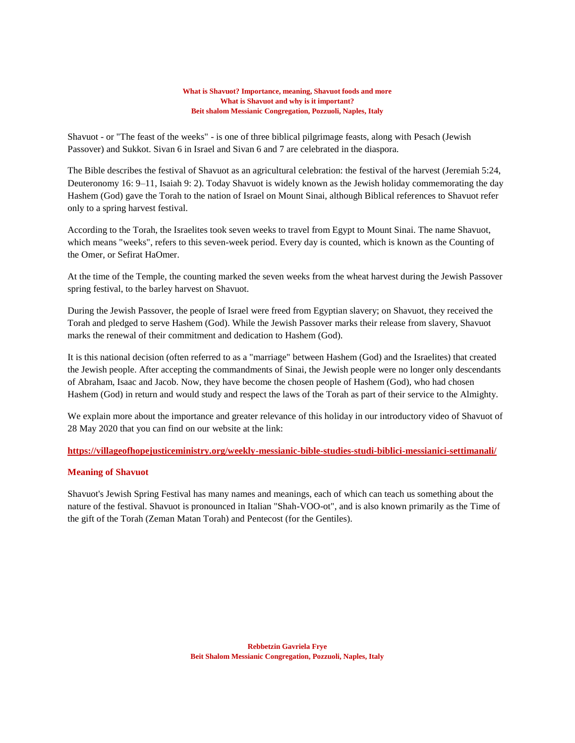**What is Shavuot? Importance, meaning, Shavuot foods and more**
**What is Shavuot and why is it important?**
**Beit shalom Messianic Congregation, Pozzuoli, Naples, Italy**

Shavuot - or "The feast of the weeks" - is one of three biblical pilgrimage feasts, along with Pesach (Jewish Passover) and Sukkot. Sivan 6 in Israel and Sivan 6 and 7 are celebrated in the diaspora.

The Bible describes the festival of Shavuot as an agricultural celebration: the festival of the harvest (Jeremiah 5:24, Deuteronomy 16: 9–11, Isaiah 9: 2). Today Shavuot is widely known as the Jewish holiday commemorating the day Hashem (God) gave the Torah to the nation of Israel on Mount Sinai, although Biblical references to Shavuot refer only to a spring harvest festival.

According to the Torah, the Israelites took seven weeks to travel from Egypt to Mount Sinai. The name Shavuot, which means "weeks", refers to this seven-week period. Every day is counted, which is known as the Counting of the Omer, or Sefirat HaOmer.

At the time of the Temple, the counting marked the seven weeks from the wheat harvest during the Jewish Passover spring festival, to the barley harvest on Shavuot.

During the Jewish Passover, the people of Israel were freed from Egyptian slavery; on Shavuot, they received the Torah and pledged to serve Hashem (God). While the Jewish Passover marks their release from slavery, Shavuot marks the renewal of their commitment and dedication to Hashem (God).

It is this national decision (often referred to as a "marriage" between Hashem (God) and the Israelites) that created the Jewish people. After accepting the commandments of Sinai, the Jewish people were no longer only descendants of Abraham, Isaac and Jacob. Now, they have become the chosen people of Hashem (God), who had chosen Hashem (God) in return and would study and respect the laws of the Torah as part of their service to the Almighty.

We explain more about the importance and greater relevance of this holiday in our introductory video of Shavuot of 28 May 2020 that you can find on our website at the link:

**https://villageofhopejusticeministry.org/weekly-messianic-bible-studies-studi-biblici-messianici-settimanali/**

## Meaning of Shavuot

Shavuot's Jewish Spring Festival has many names and meanings, each of which can teach us something about the nature of the festival. Shavuot is pronounced in Italian "Shah-VOO-ot", and is also known primarily as the Time of the gift of the Torah (Zeman Matan Torah) and Pentecost (for the Gentiles).

**Rebbetzin Gavriela Frye**
**Beit Shalom Messianic Congregation, Pozzuoli, Naples, Italy**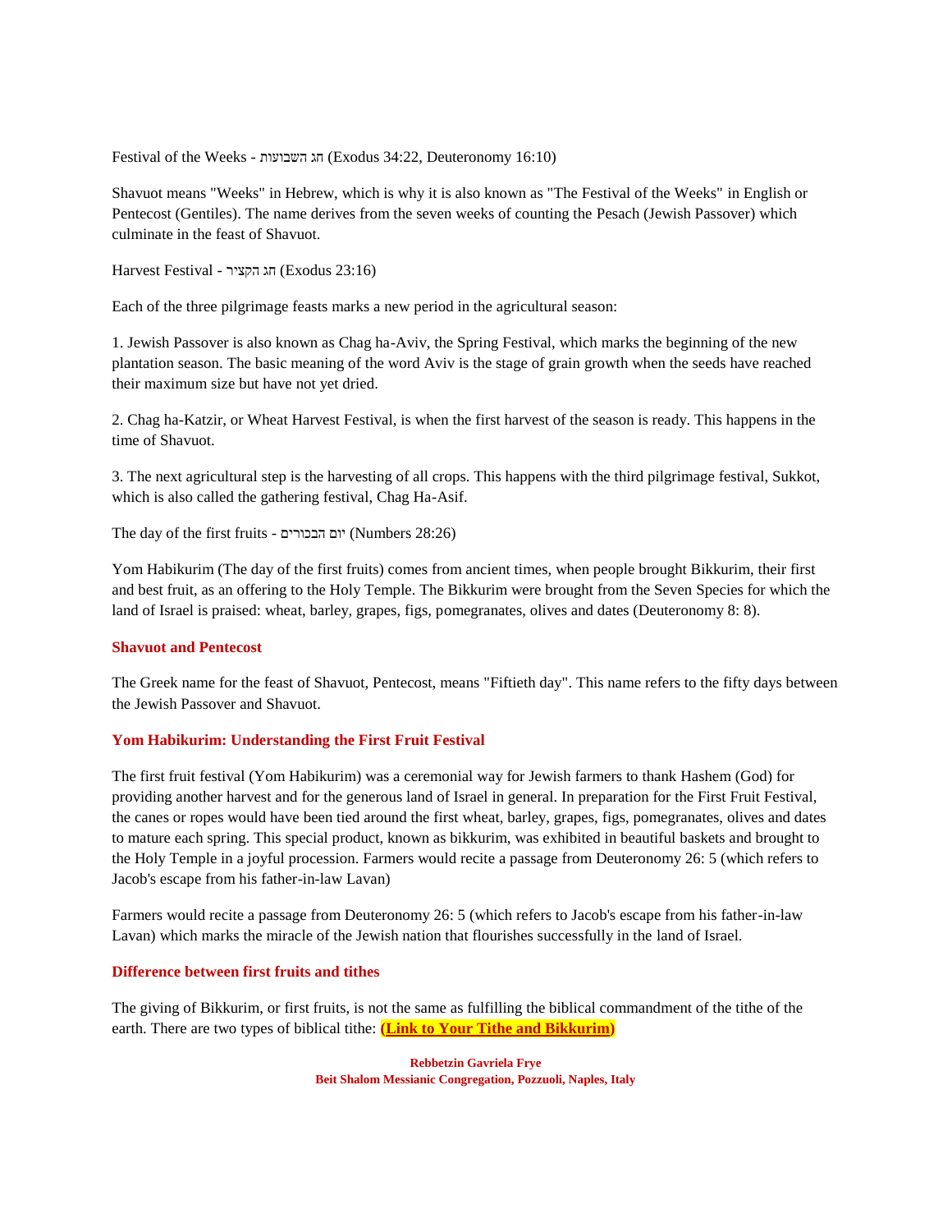Festival of the Weeks - חג השבועות (Exodus 34:22, Deuteronomy 16:10)

Shavuot means "Weeks" in Hebrew, which is why it is also known as "The Festival of the Weeks" in English or Pentecost (Gentiles). The name derives from the seven weeks of counting the Pesach (Jewish Passover) which culminate in the feast of Shavuot.

Harvest Festival - חג הקציר (Exodus 23:16)

Each of the three pilgrimage feasts marks a new period in the agricultural season:

1. Jewish Passover is also known as Chag ha-Aviv, the Spring Festival, which marks the beginning of the new plantation season. The basic meaning of the word Aviv is the stage of grain growth when the seeds have reached their maximum size but have not yet dried.

2. Chag ha-Katzir, or Wheat Harvest Festival, is when the first harvest of the season is ready. This happens in the time of Shavuot.

3. The next agricultural step is the harvesting of all crops. This happens with the third pilgrimage festival, Sukkot, which is also called the gathering festival, Chag Ha-Asif.

The day of the first fruits - יום הבכורים (Numbers 28:26)

Yom Habikurim (The day of the first fruits) comes from ancient times, when people brought Bikkurim, their first and best fruit, as an offering to the Holy Temple. The Bikkurim were brought from the Seven Species for which the land of Israel is praised: wheat, barley, grapes, figs, pomegranates, olives and dates (Deuteronomy 8: 8).

## Shavuot and Pentecost

The Greek name for the feast of Shavuot, Pentecost, means "Fiftieth day". This name refers to the fifty days between the Jewish Passover and Shavuot.

## Yom Habikurim: Understanding the First Fruit Festival

The first fruit festival (Yom Habikurim) was a ceremonial way for Jewish farmers to thank Hashem (God) for providing another harvest and for the generous land of Israel in general. In preparation for the First Fruit Festival, the canes or ropes would have been tied around the first wheat, barley, grapes, figs, pomegranates, olives and dates to mature each spring. This special product, known as bikkurim, was exhibited in beautiful baskets and brought to the Holy Temple in a joyful procession. Farmers would recite a passage from Deuteronomy 26: 5 (which refers to Jacob's escape from his father-in-law Lavan)

Farmers would recite a passage from Deuteronomy 26: 5 (which refers to Jacob's escape from his father-in-law Lavan) which marks the miracle of the Jewish nation that flourishes successfully in the land of Israel.

## Difference between first fruits and tithes

The giving of Bikkurim, or first fruits, is not the same as fulfilling the biblical commandment of the tithe of the earth. There are two types of biblical tithe: **(Link to Your Tithe and Bikkurim)**

**Rebbetzin Gavriela Frye**
**Beit Shalom Messianic Congregation, Pozzuoli, Naples, Italy**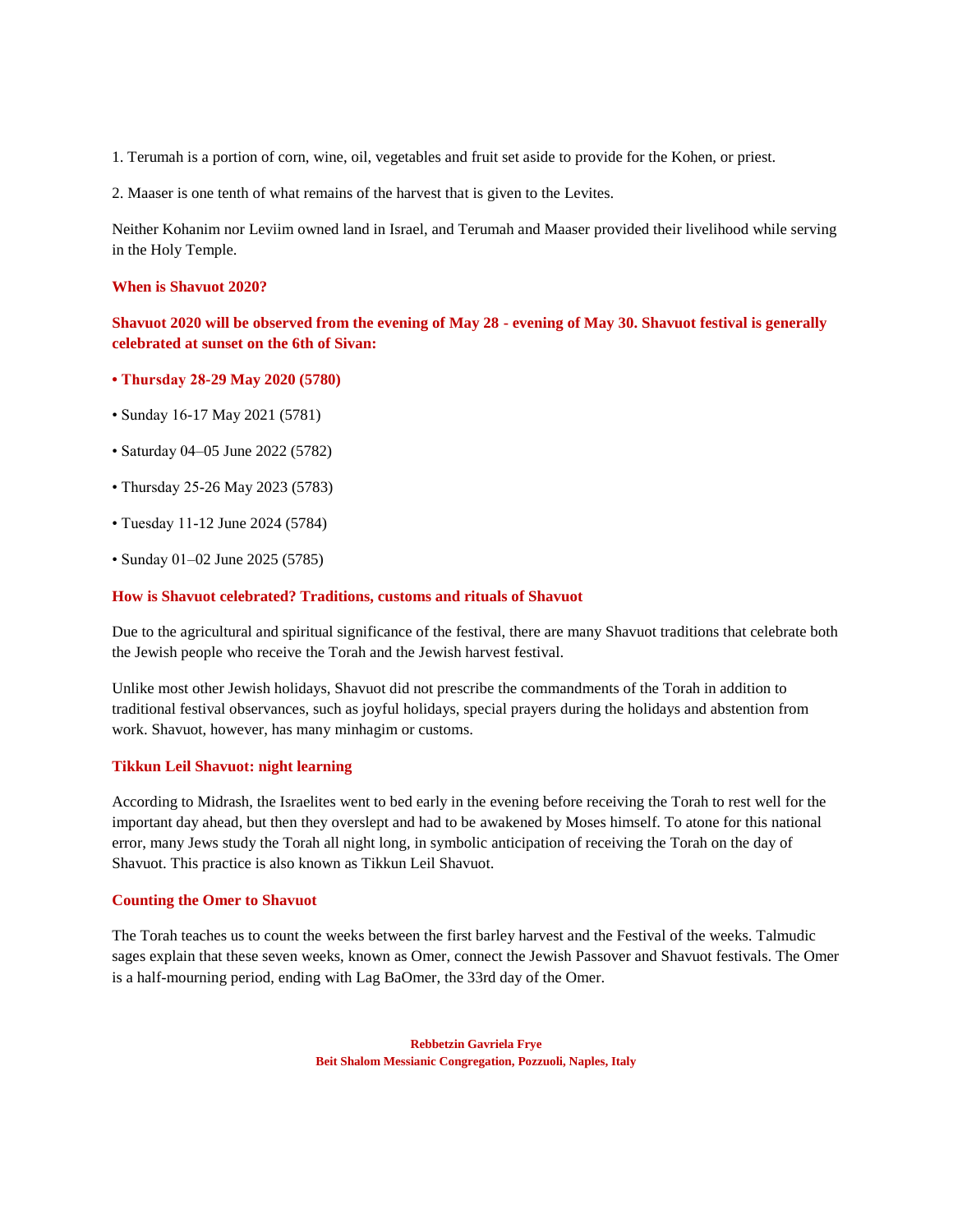1. Terumah is a portion of corn, wine, oil, vegetables and fruit set aside to provide for the Kohen, or priest.

2. Maaser is one tenth of what remains of the harvest that is given to the Levites.

Neither Kohanim nor Leviim owned land in Israel, and Terumah and Maaser provided their livelihood while serving in the Holy Temple.

### When is Shavuot 2020?

**Shavuot 2020 will be observed from the evening of May 28 - evening of May 30. Shavuot festival is generally celebrated at sunset on the 6th of Sivan:**

- **Thursday 28-29 May 2020 (5780)**
- Sunday 16-17 May 2021 (5781)
- Saturday 04–05 June 2022 (5782)
- Thursday 25-26 May 2023 (5783)
- Tuesday 11-12 June 2024 (5784)
- Sunday 01–02 June 2025 (5785)

### How is Shavuot celebrated? Traditions, customs and rituals of Shavuot

Due to the agricultural and spiritual significance of the festival, there are many Shavuot traditions that celebrate both the Jewish people who receive the Torah and the Jewish harvest festival.

Unlike most other Jewish holidays, Shavuot did not prescribe the commandments of the Torah in addition to traditional festival observances, such as joyful holidays, special prayers during the holidays and abstention from work. Shavuot, however, has many minhagim or customs.

### Tikkun Leil Shavuot: night learning

According to Midrash, the Israelites went to bed early in the evening before receiving the Torah to rest well for the important day ahead, but then they overslept and had to be awakened by Moses himself. To atone for this national error, many Jews study the Torah all night long, in symbolic anticipation of receiving the Torah on the day of Shavuot. This practice is also known as Tikkun Leil Shavuot.

### Counting the Omer to Shavuot

The Torah teaches us to count the weeks between the first barley harvest and the Festival of the weeks. Talmudic sages explain that these seven weeks, known as Omer, connect the Jewish Passover and Shavuot festivals. The Omer is a half-mourning period, ending with Lag BaOmer, the 33rd day of the Omer.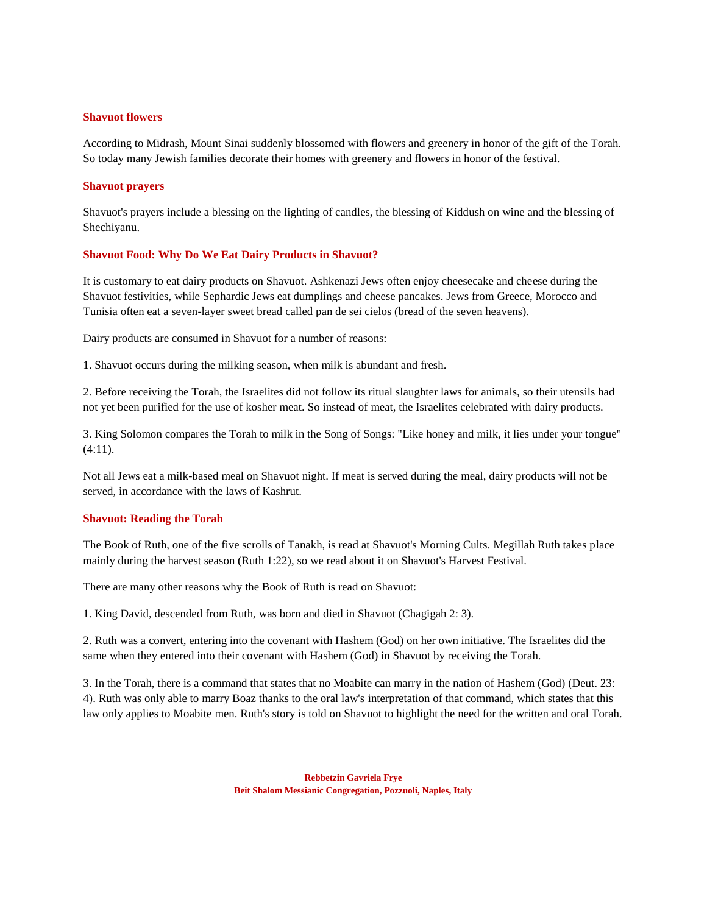### Shavuot flowers

According to Midrash, Mount Sinai suddenly blossomed with flowers and greenery in honor of the gift of the Torah. So today many Jewish families decorate their homes with greenery and flowers in honor of the festival.

### Shavuot prayers

Shavuot's prayers include a blessing on the lighting of candles, the blessing of Kiddush on wine and the blessing of Shechiyanu.

### Shavuot Food: Why Do We Eat Dairy Products in Shavuot?

It is customary to eat dairy products on Shavuot. Ashkenazi Jews often enjoy cheesecake and cheese during the Shavuot festivities, while Sephardic Jews eat dumplings and cheese pancakes. Jews from Greece, Morocco and Tunisia often eat a seven-layer sweet bread called pan de sei cielos (bread of the seven heavens).

Dairy products are consumed in Shavuot for a number of reasons:

1. Shavuot occurs during the milking season, when milk is abundant and fresh.

2. Before receiving the Torah, the Israelites did not follow its ritual slaughter laws for animals, so their utensils had not yet been purified for the use of kosher meat. So instead of meat, the Israelites celebrated with dairy products.

3. King Solomon compares the Torah to milk in the Song of Songs: "Like honey and milk, it lies under your tongue" (4:11).

Not all Jews eat a milk-based meal on Shavuot night. If meat is served during the meal, dairy products will not be served, in accordance with the laws of Kashrut.

### Shavuot: Reading the Torah

The Book of Ruth, one of the five scrolls of Tanakh, is read at Shavuot's Morning Cults. Megillah Ruth takes place mainly during the harvest season (Ruth 1:22), so we read about it on Shavuot's Harvest Festival.

There are many other reasons why the Book of Ruth is read on Shavuot:

1. King David, descended from Ruth, was born and died in Shavuot (Chagigah 2: 3).

2. Ruth was a convert, entering into the covenant with Hashem (God) on her own initiative. The Israelites did the same when they entered into their covenant with Hashem (God) in Shavuot by receiving the Torah.

3. In the Torah, there is a command that states that no Moabite can marry in the nation of Hashem (God) (Deut. 23: 4). Ruth was only able to marry Boaz thanks to the oral law's interpretation of that command, which states that this law only applies to Moabite men. Ruth's story is told on Shavuot to highlight the need for the written and oral Torah.

**Rebbetzin Gavriela Frye**
**Beit Shalom Messianic Congregation, Pozzuoli, Naples, Italy**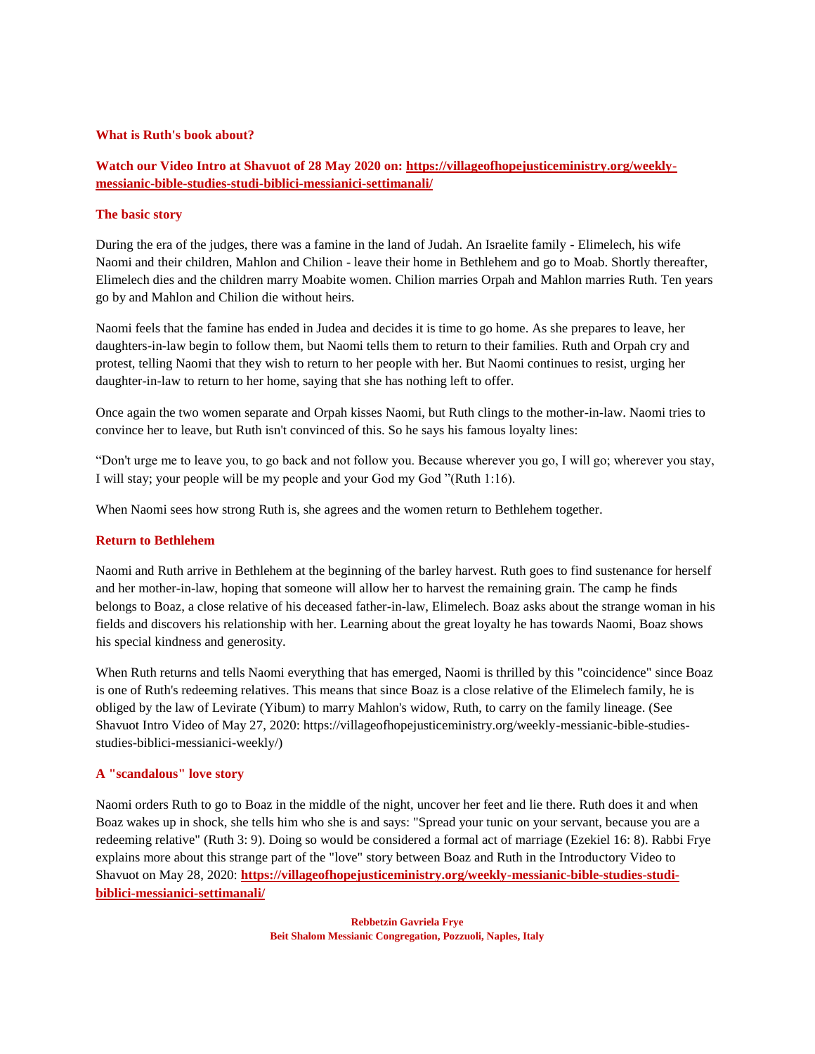### What is Ruth's book about?

**Watch our Video Intro at Shavuot of 28 May 2020 on: [https://villageofhopejusticeministry.org/weekly-messianic-bible-studies-studi-biblici-messianici-settimanali/](https://villageofhopejusticeministry.org/weekly-messianic-bible-studies-studi-biblici-messianici-settimanali/)**

### The basic story

During the era of the judges, there was a famine in the land of Judah. An Israelite family - Elimelech, his wife Naomi and their children, Mahlon and Chilion - leave their home in Bethlehem and go to Moab. Shortly thereafter, Elimelech dies and the children marry Moabite women. Chilion marries Orpah and Mahlon marries Ruth. Ten years go by and Mahlon and Chilion die without heirs.

Naomi feels that the famine has ended in Judea and decides it is time to go home. As she prepares to leave, her daughters-in-law begin to follow them, but Naomi tells them to return to their families. Ruth and Orpah cry and protest, telling Naomi that they wish to return to her people with her. But Naomi continues to resist, urging her daughter-in-law to return to her home, saying that she has nothing left to offer.

Once again the two women separate and Orpah kisses Naomi, but Ruth clings to the mother-in-law. Naomi tries to convince her to leave, but Ruth isn't convinced of this. So he says his famous loyalty lines:

"Don't urge me to leave you, to go back and not follow you. Because wherever you go, I will go; wherever you stay, I will stay; your people will be my people and your God my God "(Ruth 1:16).

When Naomi sees how strong Ruth is, she agrees and the women return to Bethlehem together.

### Return to Bethlehem

Naomi and Ruth arrive in Bethlehem at the beginning of the barley harvest. Ruth goes to find sustenance for herself and her mother-in-law, hoping that someone will allow her to harvest the remaining grain. The camp he finds belongs to Boaz, a close relative of his deceased father-in-law, Elimelech. Boaz asks about the strange woman in his fields and discovers his relationship with her. Learning about the great loyalty he has towards Naomi, Boaz shows his special kindness and generosity.

When Ruth returns and tells Naomi everything that has emerged, Naomi is thrilled by this "coincidence" since Boaz is one of Ruth's redeeming relatives. This means that since Boaz is a close relative of the Elimelech family, he is obliged by the law of Levirate (Yibum) to marry Mahlon's widow, Ruth, to carry on the family lineage. (See Shavuot Intro Video of May 27, 2020: https://villageofhopejusticeministry.org/weekly-messianic-bible-studies-studies-biblici-messianici-weekly/)

### A "scandalous" love story

Naomi orders Ruth to go to Boaz in the middle of the night, uncover her feet and lie there. Ruth does it and when Boaz wakes up in shock, she tells him who she is and says: "Spread your tunic on your servant, because you are a redeeming relative" (Ruth 3: 9). Doing so would be considered a formal act of marriage (Ezekiel 16: 8). Rabbi Frye explains more about this strange part of the "love" story between Boaz and Ruth in the Introductory Video to Shavuot on May 28, 2020: **[https://villageofhopejusticeministry.org/weekly-messianic-bible-studies-studi-biblici-messianici-settimanali/](https://villageofhopejusticeministry.org/weekly-messianic-bible-studies-studi-biblici-messianici-settimanali/)**

**Rebbetzin Gavriela Frye**
**Beit Shalom Messianic Congregation, Pozzuoli, Naples, Italy**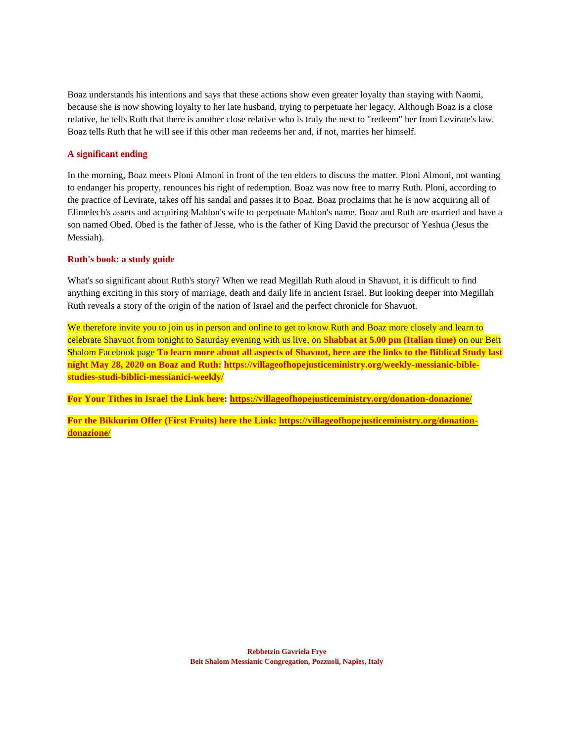Boaz understands his intentions and says that these actions show even greater loyalty than staying with Naomi, because she is now showing loyalty to her late husband, trying to perpetuate her legacy. Although Boaz is a close relative, he tells Ruth that there is another close relative who is truly the next to "redeem" her from Levirate's law. Boaz tells Ruth that he will see if this other man redeems her and, if not, marries her himself.

### A significant ending

In the morning, Boaz meets Ploni Almoni in front of the ten elders to discuss the matter. Ploni Almoni, not wanting to endanger his property, renounces his right of redemption. Boaz was now free to marry Ruth. Ploni, according to the practice of Levirate, takes off his sandal and passes it to Boaz. Boaz proclaims that he is now acquiring all of Elimelech's assets and acquiring Mahlon's wife to perpetuate Mahlon's name. Boaz and Ruth are married and have a son named Obed. Obed is the father of Jesse, who is the father of King David the precursor of Yeshua (Jesus the Messiah).

### Ruth's book: a study guide

What's so significant about Ruth's story? When we read Megillah Ruth aloud in Shavuot, it is difficult to find anything exciting in this story of marriage, death and daily life in ancient Israel. But looking deeper into Megillah Ruth reveals a story of the origin of the nation of Israel and the perfect chronicle for Shavuot.

We therefore invite you to join us in person and online to get to know Ruth and Boaz more closely and learn to celebrate Shavuot from tonight to Saturday evening with us live, on **Shabbat at 5.00 pm (Italian time)** on our Beit Shalom Facebook page **To learn more about all aspects of Shavuot, here are the links to the Biblical Study last night May 28, 2020 on Boaz and Ruth: https://villageofhopejusticeministry.org/weekly-messianic-bible-studies-studi-biblici-messianici-weekly/**

**For Your Tithes in Israel the Link here: https://villageofhopejusticeministry.org/donation-donazione/**

**For the Bikkurim Offer (First Fruits) here the Link: https://villageofhopejusticeministry.org/donation-donazione/**

**Rebbetzin Gavriela Frye**
**Beit Shalom Messianic Congregation, Pozzuoli, Naples, Italy**